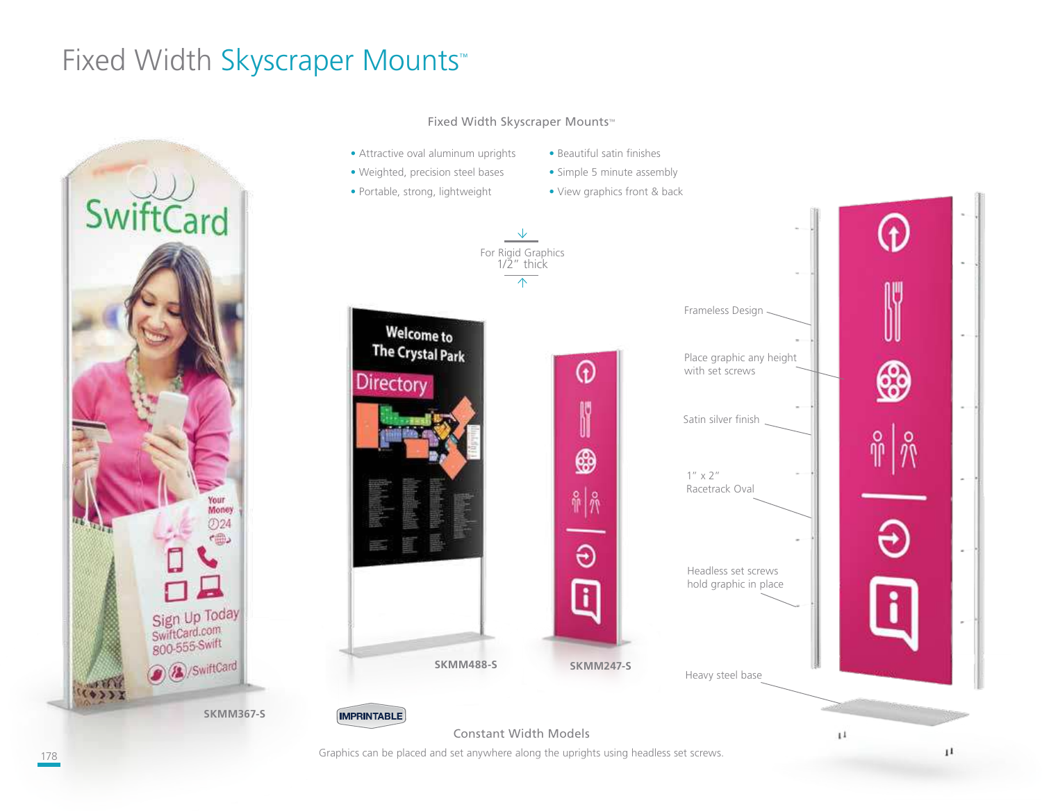# Fixed Width Skyscraper Mounts™

## Fixed Width Skyscraper Mounts™

- Attractive oval aluminum uprights
- Weighted, precision steel bases
- Portable, strong, lightweight
- Beautiful satin finishes
- Simple 5 minute assembly
- View graphics front & back

For Rigid Graphics 1/2" thick

Frameless Design

Place graphic any height with set screws

Satin silver finish

1" x 2" Racetrack Oval

Headless set screws hold graphic in place

Heavy steel base

SKMM367-S

SKMM488-S

SKMM247-S

IMPRINTABLE

### Constant Width Models

Graphics can be placed and set anywhere along the uprights using headless set screws.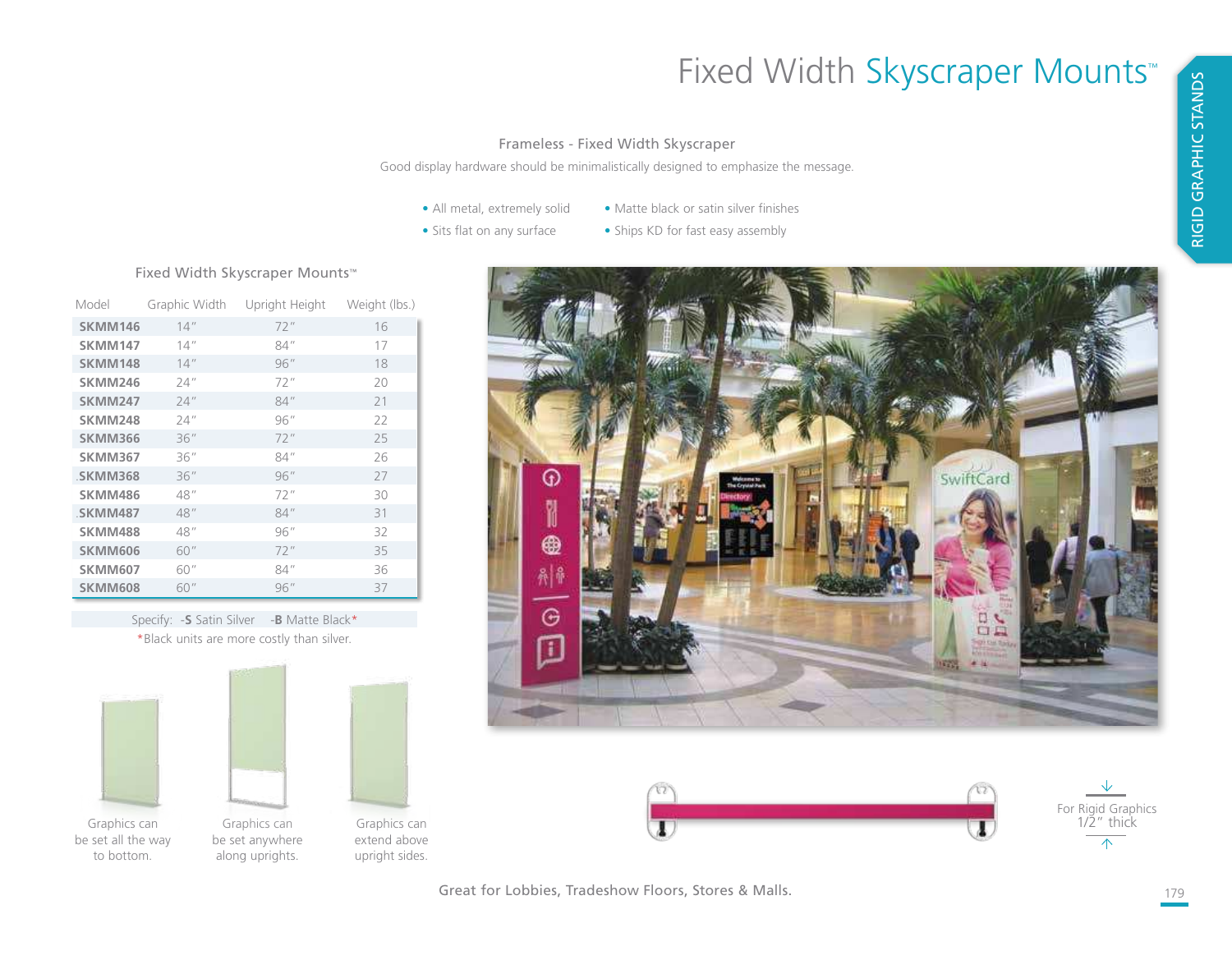# Fixed Width Skyscraper Mounts™

RIGID GRAPHIC STANDS

## Frameless - Fixed Width Skyscraper

Good display hardware should be minimalistically designed to emphasize the message.

- All metal, extremely solid
- Sits flat on any surface
- Matte black or satin silver finishes
- Ships KD for fast easy assembly

### Fixed Width Skyscraper Mounts™

| Model | Graphic Width | Upright Height | Weight (lbs.) |
|---|---|---|---|
| **SKMM146** | 14″ | 72″ | 16 |
| **SKMM147** | 14″ | 84″ | 17 |
| **SKMM148** | 14″ | 96″ | 18 |
| **SKMM246** | 24″ | 72″ | 20 |
| **SKMM247** | 24″ | 84″ | 21 |
| **SKMM248** | 24″ | 96″ | 22 |
| **SKMM366** | 36″ | 72″ | 25 |
| **SKMM367** | 36″ | 84″ | 26 |
| **.SKMM368** | 36″ | 96″ | 27 |
| **SKMM486** | 48″ | 72″ | 30 |
| **.SKMM487** | 48″ | 84″ | 31 |
| **SKMM488** | 48″ | 96″ | 32 |
| **SKMM606** | 60″ | 72″ | 35 |
| **SKMM607** | 60″ | 84″ | 36 |
| **SKMM608** | 60″ | 96″ | 37 |

Specify: **-S** Satin Silver **-B** Matte Black*

*Black units are more costly than silver.

Graphics can be set all the way to bottom.

Graphics can be set anywhere along uprights.

Graphics can extend above upright sides.

For Rigid Graphics 1/2″ thick

Great for Lobbies, Tradeshow Floors, Stores & Malls.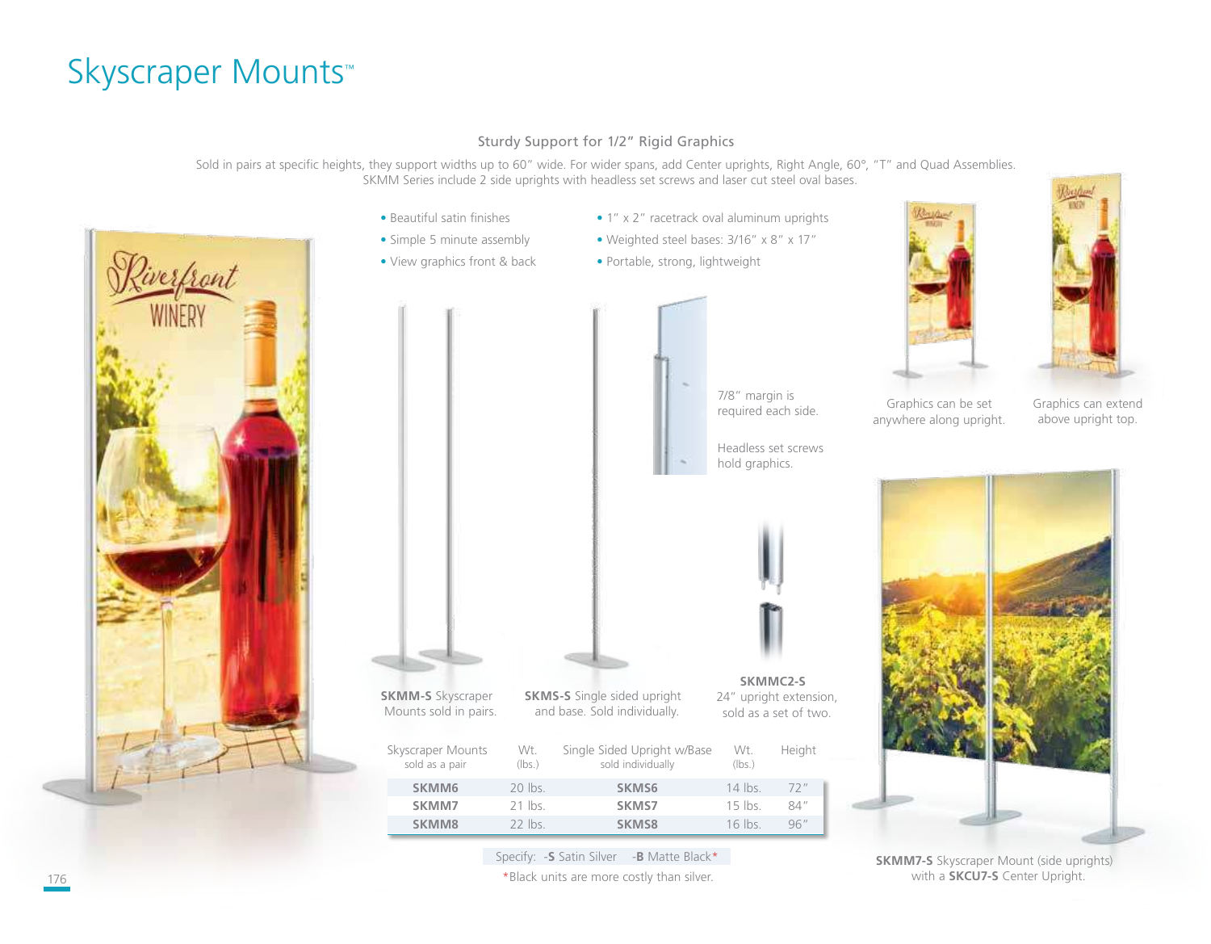# Skyscraper Mounts™

### Sturdy Support for 1/2″ Rigid Graphics

Sold in pairs at specific heights, they support widths up to 60″ wide. For wider spans, add Center uprights, Right Angle, 60°, "T" and Quad Assemblies. SKMM Series include 2 side uprights with headless set screws and laser cut steel oval bases.

- Beautiful satin finishes
- Simple 5 minute assembly
- View graphics front & back
- 1″ x 2″ racetrack oval aluminum uprights
- Weighted steel bases: 3/16″ x 8″ x 17″
- Portable, strong, lightweight

7/8″ margin is required each side.

Headless set screws hold graphics.

Graphics can be set anywhere along upright.

Graphics can extend above upright top.

**SKMM-S** Skyscraper Mounts sold in pairs.

**SKMS-S** Single sided upright and base. Sold individually.

**SKMMC2-S** 24″ upright extension, sold as a set of two.

| Skyscraper Mounts sold as a pair | Wt. (lbs.) | Single Sided Upright w/Base sold individually | Wt. (lbs.) | Height |
|---|---|---|---|---|
| **SKMM6** | 20 lbs. | **SKMS6** | 14 lbs. | 72″ |
| **SKMM7** | 21 lbs. | **SKMS7** | 15 lbs. | 84″ |
| **SKMM8** | 22 lbs. | **SKMS8** | 16 lbs. | 96″ |

Specify: **-S** Satin Silver **-B** Matte Black*

*Black units are more costly than silver.

**SKMM7-S** Skyscraper Mount (side uprights) with a **SKCU7-S** Center Upright.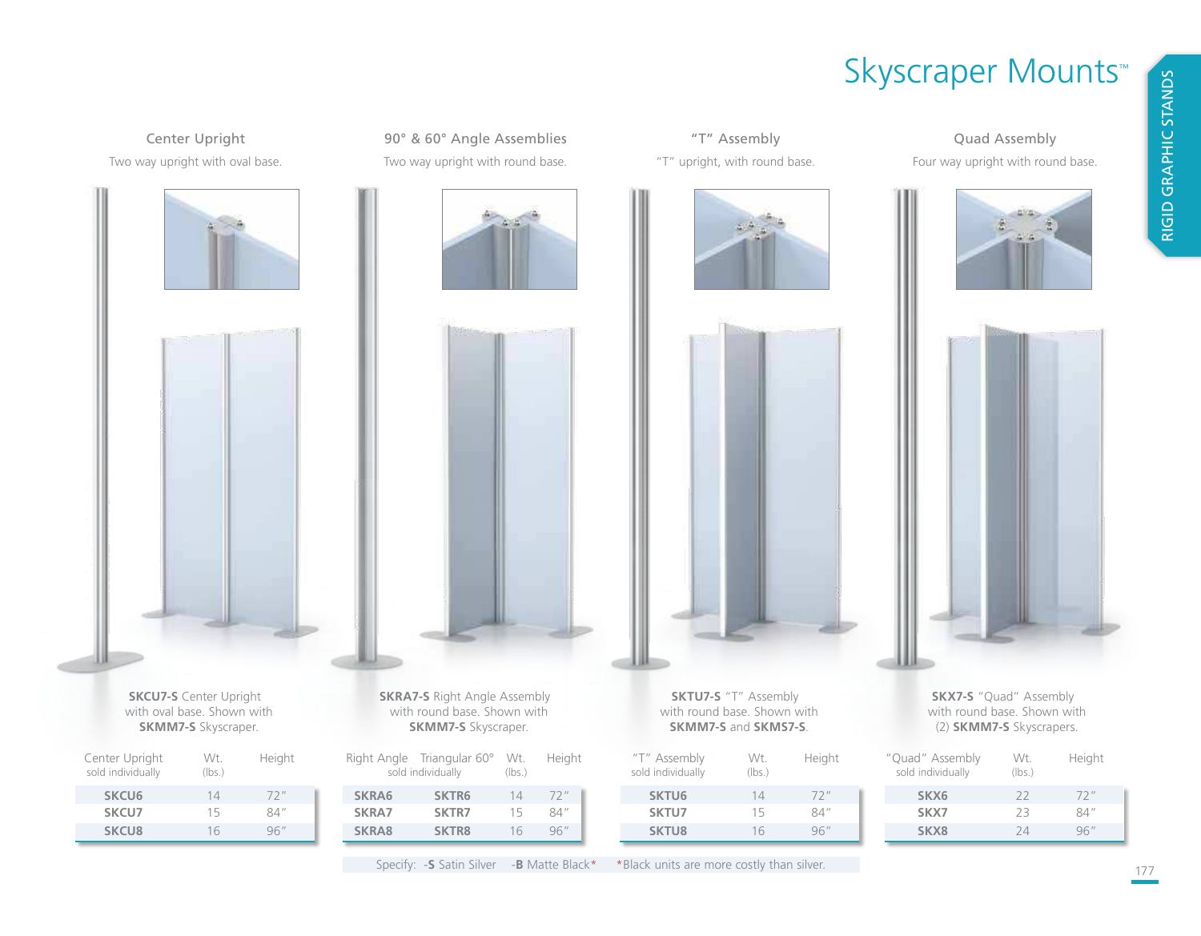# Skyscraper Mounts™

RIGID GRAPHIC STANDS

## Center Upright

Two way upright with oval base.

**SKCU7-S** Center Upright with oval base. Shown with **SKMM7-S** Skyscraper.

| Center Upright sold individually | Wt. (lbs.) | Height |
|---|---|---|
| **SKCU6** | 14 | 72″ |
| **SKCU7** | 15 | 84″ |
| **SKCU8** | 16 | 96″ |

## 90° & 60° Angle Assemblies

Two way upright with round base.

**SKRA7-S** Right Angle Assembly with round base. Shown with **SKMM7-S** Skyscraper.

| Right Angle sold individually | Triangular 60° | Wt. (lbs.) | Height |
|---|---|---|---|
| **SKRA6** | **SKTR6** | 14 | 72″ |
| **SKRA7** | **SKTR7** | 15 | 84″ |
| **SKRA8** | **SKTR8** | 16 | 96″ |

## "T" Assembly

"T" upright, with round base.

**SKTU7-S** "T" Assembly with round base. Shown with **SKMM7-S** and **SKMS7-S**.

| "T" Assembly sold individually | Wt. (lbs.) | Height |
|---|---|---|
| **SKTU6** | 14 | 72″ |
| **SKTU7** | 15 | 84″ |
| **SKTU8** | 16 | 96″ |

## Quad Assembly

Four way upright with round base.

**SKX7-S** "Quad" Assembly with round base. Shown with (2) **SKMM7-S** Skyscrapers.

| "Quad" Assembly sold individually | Wt. (lbs.) | Height |
|---|---|---|
| **SKX6** | 22 | 72″ |
| **SKX7** | 23 | 84″ |
| **SKX8** | 24 | 96″ |

Specify: **-S** Satin Silver **-B** Matte Black* *Black units are more costly than silver.